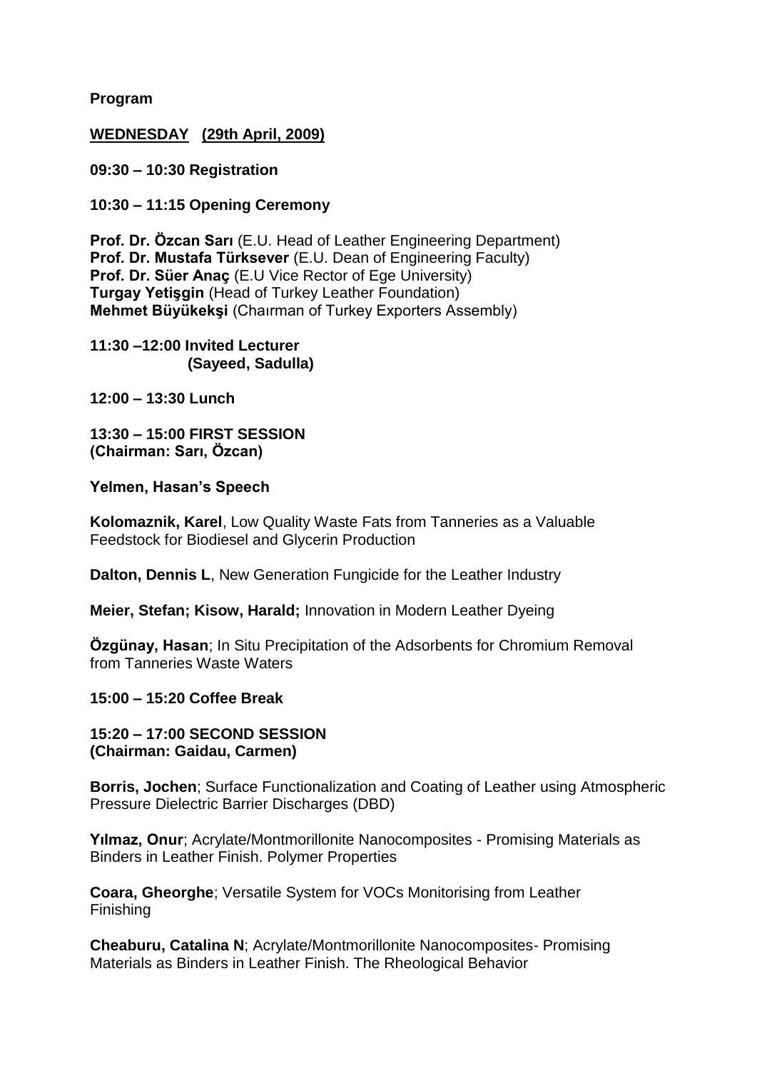**Program**

**WEDNESDAY (29th April, 2009)**

**09:30 – 10:30 Registration**

**10:30 – 11:15 Opening Ceremony**

**Prof. Dr. Özcan Sarı** (E.U. Head of Leather Engineering Department)
**Prof. Dr. Mustafa Türksever** (E.U. Dean of Engineering Faculty)
**Prof. Dr. Süer Anaç** (E.U Vice Rector of Ege University)
**Turgay Yetişgin** (Head of Turkey Leather Foundation)
**Mehmet Büyükekşi** (Chaırman of Turkey Exporters Assembly)

**11:30 –12:00 Invited Lecturer**
**(Sayeed, Sadulla)**

**12:00 – 13:30 Lunch**

**13:30 – 15:00 FIRST SESSION**
**(Chairman: Sarı, Özcan)**

**Yelmen, Hasan's Speech**

**Kolomaznik, Karel**, Low Quality Waste Fats from Tanneries as a Valuable Feedstock for Biodiesel and Glycerin Production

**Dalton, Dennis L**, New Generation Fungicide for the Leather Industry

**Meier, Stefan; Kisow, Harald;** Innovation in Modern Leather Dyeing

**Özgünay, Hasan**; In Situ Precipitation of the Adsorbents for Chromium Removal from Tanneries Waste Waters

**15:00 – 15:20 Coffee Break**

**15:20 – 17:00 SECOND SESSION**
**(Chairman: Gaidau, Carmen)**

**Borris, Jochen**; Surface Functionalization and Coating of Leather using Atmospheric Pressure Dielectric Barrier Discharges (DBD)

**Yılmaz, Onur**; Acrylate/Montmorillonite Nanocomposites - Promising Materials as Binders in Leather Finish. Polymer Properties

**Coara, Gheorghe**; Versatile System for VOCs Monitorising from Leather Finishing

**Cheaburu, Catalina N**; Acrylate/Montmorillonite Nanocomposites- Promising Materials as Binders in Leather Finish. The Rheological Behavior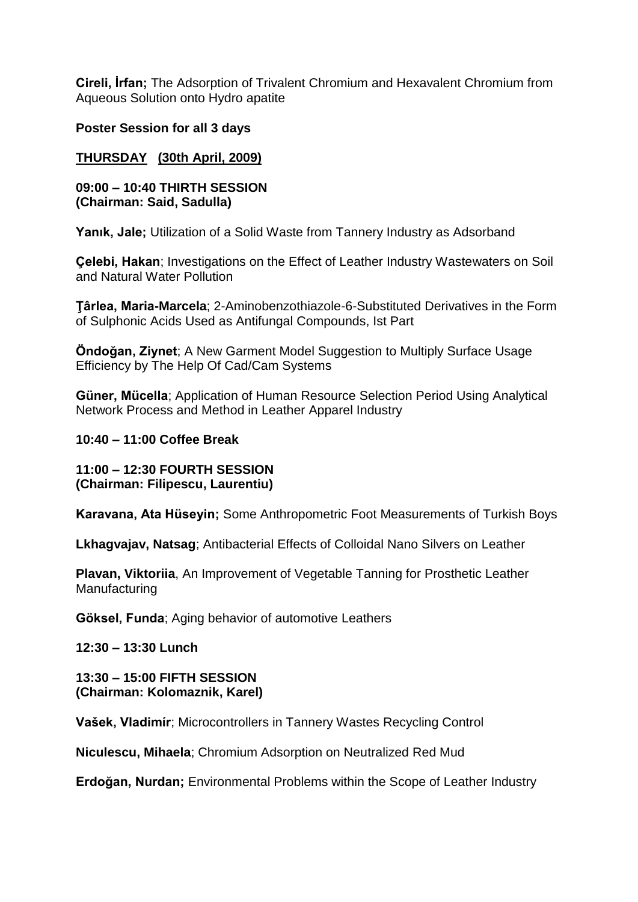**Cireli, İrfan;** The Adsorption of Trivalent Chromium and Hexavalent Chromium from Aqueous Solution onto Hydro apatite

**Poster Session for all 3 days**

**THURSDAY (30th April, 2009)**

**09:00 – 10:40 THIRTH SESSION**
**(Chairman: Said, Sadulla)**

**Yanık, Jale;** Utilization of a Solid Waste from Tannery Industry as Adsorband

**Çelebi, Hakan**; Investigations on the Effect of Leather Industry Wastewaters on Soil and Natural Water Pollution

**Ţârlea, Maria-Marcela**; 2-Aminobenzothiazole-6-Substituted Derivatives in the Form of Sulphonic Acids Used as Antifungal Compounds, Ist Part

**Öndoğan, Ziynet**; A New Garment Model Suggestion to Multiply Surface Usage Efficiency by The Help Of Cad/Cam Systems

**Güner, Mücella**; Application of Human Resource Selection Period Using Analytical Network Process and Method in Leather Apparel Industry

**10:40 – 11:00 Coffee Break**

**11:00 – 12:30 FOURTH SESSION**
**(Chairman: Filipescu, Laurentiu)**

**Karavana, Ata Hüseyin;** Some Anthropometric Foot Measurements of Turkish Boys

**Lkhagvajav, Natsag**; Antibacterial Effects of Colloidal Nano Silvers on Leather

**Plavan, Viktoriia**, An Improvement of Vegetable Tanning for Prosthetic Leather Manufacturing

**Göksel, Funda**; Aging behavior of automotive Leathers

**12:30 – 13:30 Lunch**

**13:30 – 15:00 FIFTH SESSION**
**(Chairman: Kolomaznik, Karel)**

**Vašek, Vladimír**; Microcontrollers in Tannery Wastes Recycling Control

**Niculescu, Mihaela**; Chromium Adsorption on Neutralized Red Mud

**Erdoğan, Nurdan;** Environmental Problems within the Scope of Leather Industry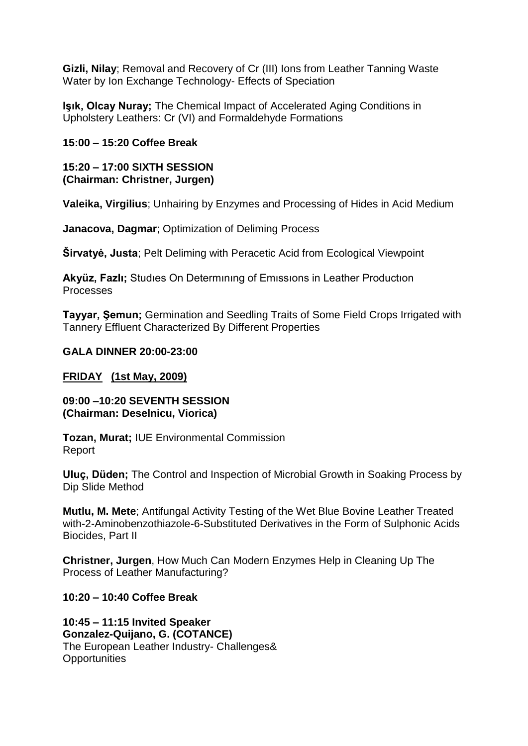**Gizli, Nilay**; Removal and Recovery of Cr (III) Ions from Leather Tanning Waste Water by Ion Exchange Technology- Effects of Speciation

**Işık, Olcay Nuray;** The Chemical Impact of Accelerated Aging Conditions in Upholstery Leathers: Cr (VI) and Formaldehyde Formations

**15:00 – 15:20 Coffee Break**

**15:20 – 17:00 SIXTH SESSION**
**(Chairman: Christner, Jurgen)**

**Valeika, Virgilius**; Unhairing by Enzymes and Processing of Hides in Acid Medium

**Janacova, Dagmar**; Optimization of Deliming Process

**Širvatyė, Justa**; Pelt Deliming with Peracetic Acid from Ecological Viewpoint

**Akyüz, Fazlı;** Studıes On Determınıng of Emıssıons in Leather Productıon Processes

**Tayyar, Şemun;** Germination and Seedling Traits of Some Field Crops Irrigated with Tannery Effluent Characterized By Different Properties

**GALA DINNER 20:00-23:00**

**FRIDAY (1st May, 2009)**

**09:00 –10:20 SEVENTH SESSION**
**(Chairman: Deselnicu, Viorica)**

**Tozan, Murat;** IUE Environmental Commission Report

**Uluç, Düden;** The Control and Inspection of Microbial Growth in Soaking Process by Dip Slide Method

**Mutlu, M. Mete**; Antifungal Activity Testing of the Wet Blue Bovine Leather Treated with-2-Aminobenzothiazole-6-Substituted Derivatives in the Form of Sulphonic Acids Biocides, Part II

**Christner, Jurgen**, How Much Can Modern Enzymes Help in Cleaning Up The Process of Leather Manufacturing?

**10:20 – 10:40 Coffee Break**

**10:45 – 11:15 Invited Speaker**
**Gonzalez-Quijano, G. (COTANCE)**
The European Leather Industry- Challenges& Opportunities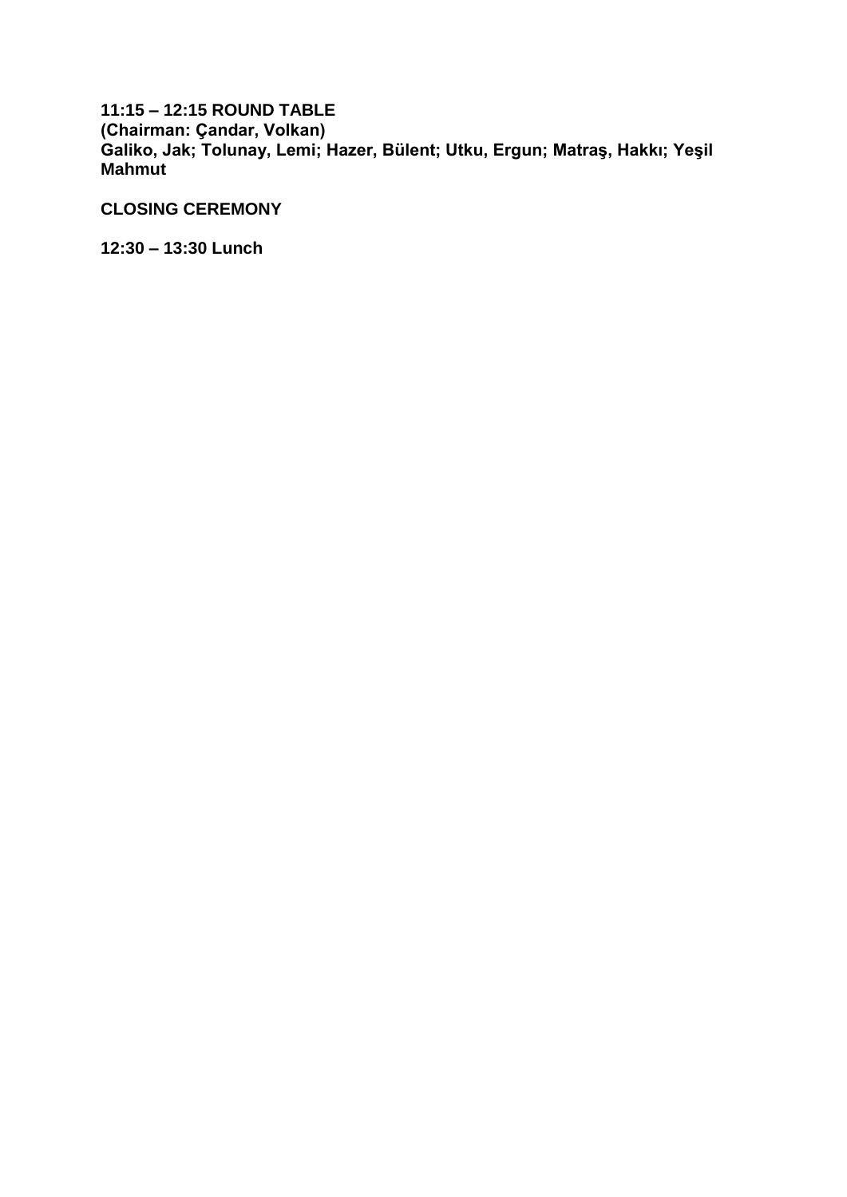**11:15 – 12:15 ROUND TABLE**
**(Chairman: Çandar, Volkan)**
**Galiko, Jak; Tolunay, Lemi; Hazer, Bülent; Utku, Ergun; Matraş, Hakkı; Yeşil Mahmut**

**CLOSING CEREMONY**

**12:30 – 13:30 Lunch**